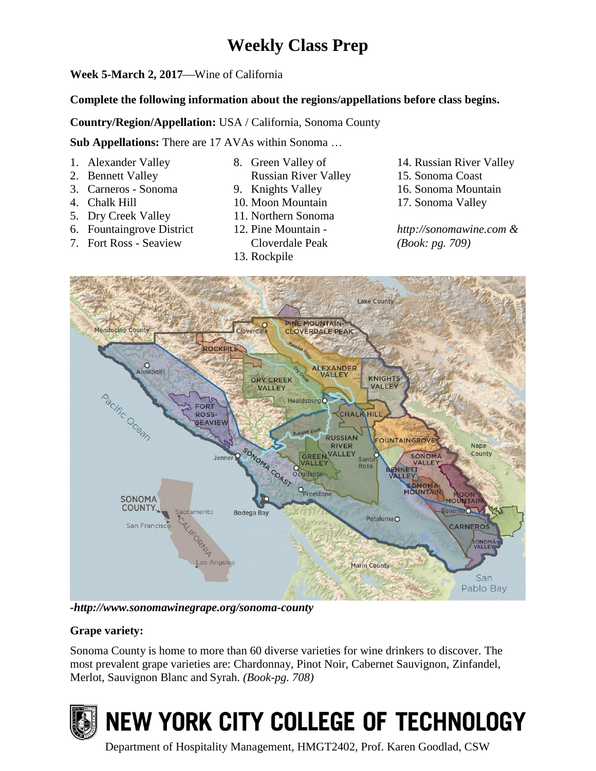# Weekly Class Prep

**Week 5-March 2, 2017**—Wine of California

**Complete the following information about the regions/appellations before class begins.**

**Country/Region/Appellation:** USA / California, Sonoma County

**Sub Appellations:** There are 17 AVAs within Sonoma …

1. Alexander Valley
2. Bennett Valley
3. Carneros - Sonoma
4. Chalk Hill
5. Dry Creek Valley
6. Fountaingrove District
7. Fort Ross - Seaview
8. Green Valley of Russian River Valley
9. Knights Valley
10. Moon Mountain
11. Northern Sonoma
12. Pine Mountain - Cloverdale Peak
13. Rockpile
14. Russian River Valley
15. Sonoma Coast
16. Sonoma Mountain
17. Sonoma Valley

*http://sonomawine.com & (Book: pg. 709)*

*-http://www.sonomawinegrape.org/sonoma-county*

**Grape variety:**

Sonoma County is home to more than 60 diverse varieties for wine drinkers to discover. The most prevalent grape varieties are: Chardonnay, Pinot Noir, Cabernet Sauvignon, Zinfandel, Merlot, Sauvignon Blanc and Syrah. *(Book-pg. 708)*

NEW YORK CITY COLLEGE OF TECHNOLOGY

Department of Hospitality Management, HMGT2402, Prof. Karen Goodlad, CSW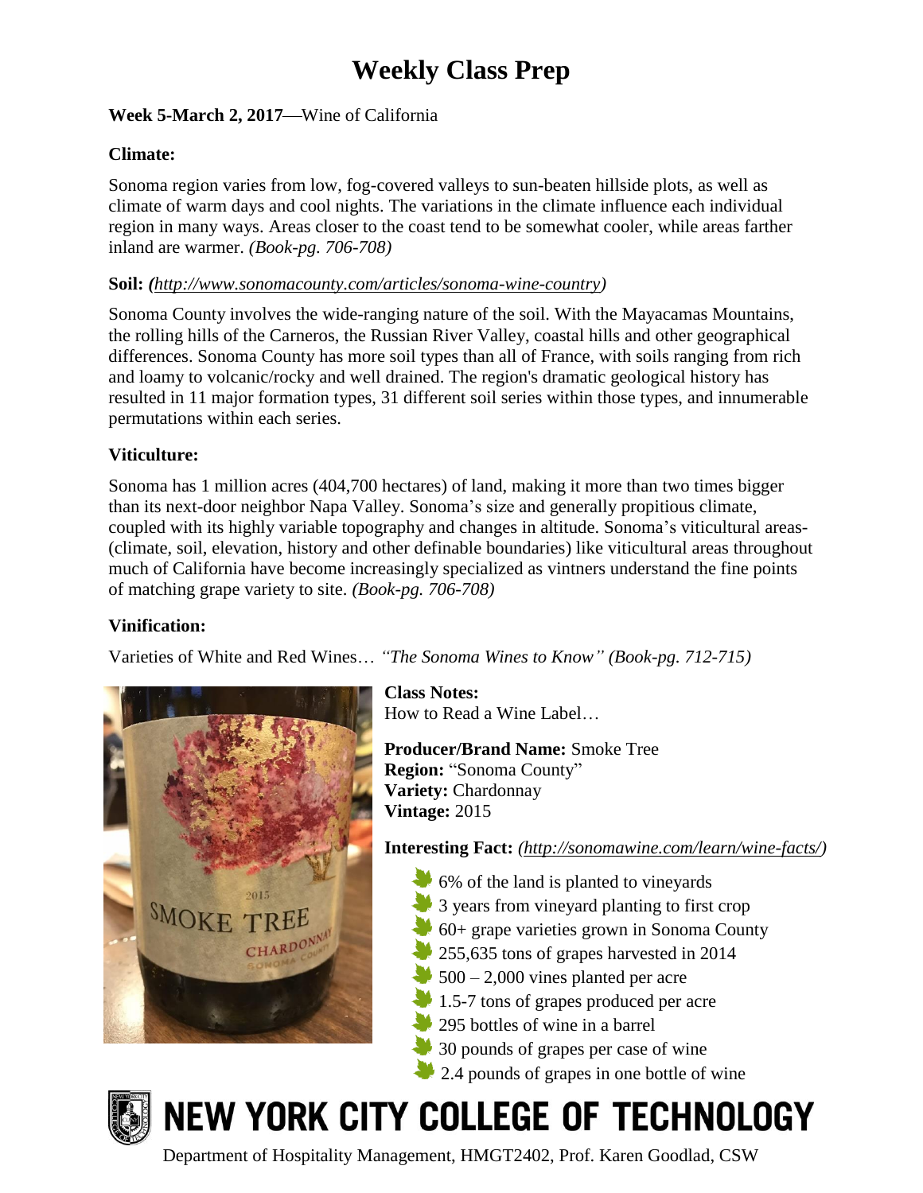# Weekly Class Prep

**Week 5-March 2, 2017**—Wine of California

**Climate:**

Sonoma region varies from low, fog-covered valleys to sun-beaten hillside plots, as well as climate of warm days and cool nights. The variations in the climate influence each individual region in many ways. Areas closer to the coast tend to be somewhat cooler, while areas farther inland are warmer. *(Book-pg. 706-708)*

**Soil:** ***(****http://www.sonomacounty.com/articles/sonoma-wine-country**)***

Sonoma County involves the wide-ranging nature of the soil. With the Mayacamas Mountains, the rolling hills of the Carneros, the Russian River Valley, coastal hills and other geographical differences. Sonoma County has more soil types than all of France, with soils ranging from rich and loamy to volcanic/rocky and well drained. The region's dramatic geological history has resulted in 11 major formation types, 31 different soil series within those types, and innumerable permutations within each series.

**Viticulture:**

Sonoma has 1 million acres (404,700 hectares) of land, making it more than two times bigger than its next-door neighbor Napa Valley. Sonoma's size and generally propitious climate, coupled with its highly variable topography and changes in altitude. Sonoma's viticultural areas-(climate, soil, elevation, history and other definable boundaries) like viticultural areas throughout much of California have become increasingly specialized as vintners understand the fine points of matching grape variety to site. *(Book-pg. 706-708)*

**Vinification:**

Varieties of White and Red Wines… *"The Sonoma Wines to Know" (Book-pg. 712-715)*

**Class Notes:**
How to Read a Wine Label…

**Producer/Brand Name:** Smoke Tree
**Region:** "Sonoma County"
**Variety:** Chardonnay
**Vintage:** 2015

**Interesting Fact:** *(http://sonomawine.com/learn/wine-facts/)*

- 6% of the land is planted to vineyards
- 3 years from vineyard planting to first crop
- 60+ grape varieties grown in Sonoma County
- 255,635 tons of grapes harvested in 2014
- 500 – 2,000 vines planted per acre
- 1.5-7 tons of grapes produced per acre
- 295 bottles of wine in a barrel
- 30 pounds of grapes per case of wine
- 2.4 pounds of grapes in one bottle of wine

**NEW YORK CITY COLLEGE OF TECHNOLOGY**

Department of Hospitality Management, HMGT2402, Prof. Karen Goodlad, CSW